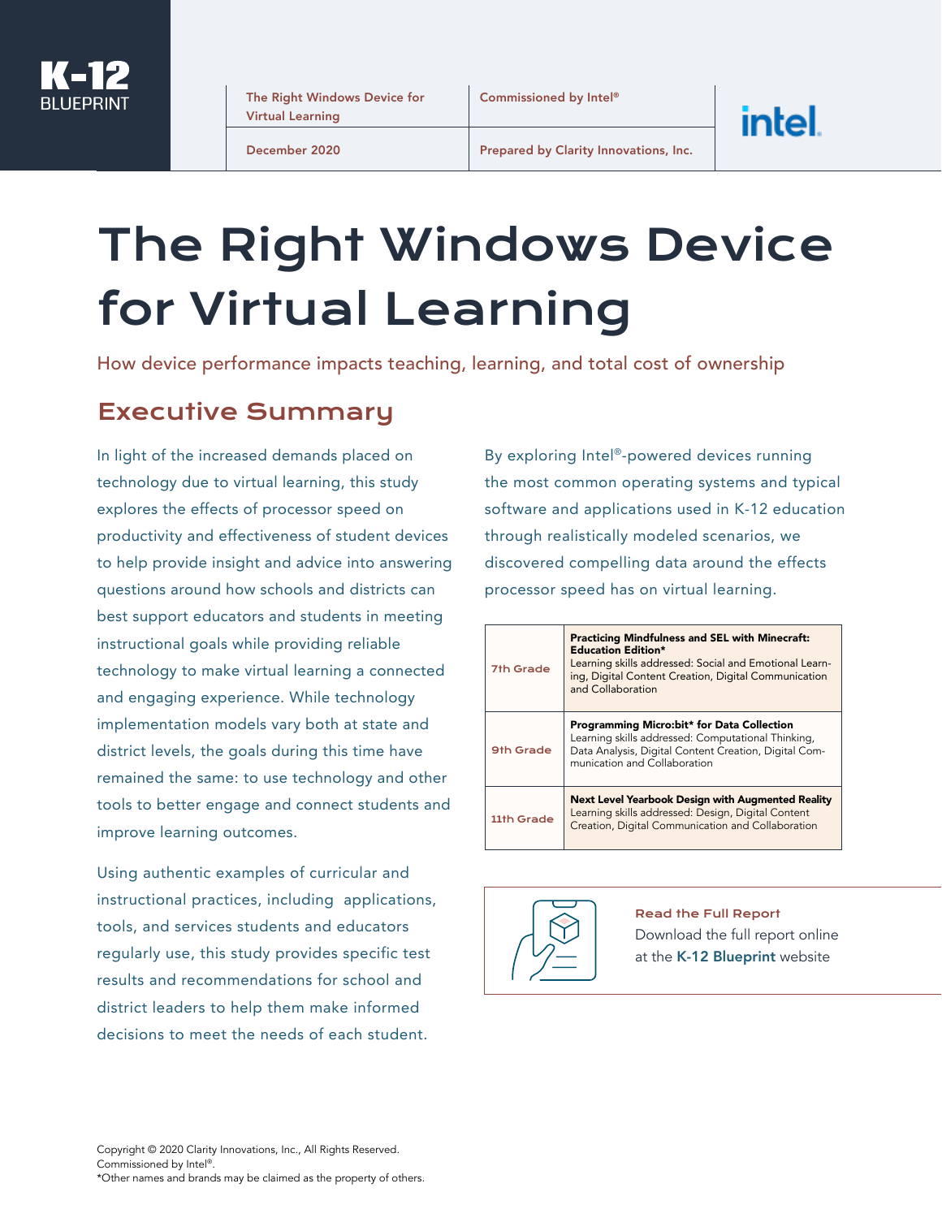K-12 BLUEPRINT

| The Right Windows Device for Virtual Learning | Commissioned by Intel® |
| --- | --- |
| December 2020 | Prepared by Clarity Innovations, Inc. |

intel.

# The Right Windows Device for Virtual Learning

How device performance impacts teaching, learning, and total cost of ownership

## Executive Summary

In light of the increased demands placed on technology due to virtual learning, this study explores the effects of processor speed on productivity and effectiveness of student devices to help provide insight and advice into answering questions around how schools and districts can best support educators and students in meeting instructional goals while providing reliable technology to make virtual learning a connected and engaging experience. While technology implementation models vary both at state and district levels, the goals during this time have remained the same: to use technology and other tools to better engage and connect students and improve learning outcomes.

Using authentic examples of curricular and instructional practices, including applications, tools, and services students and educators regularly use, this study provides specific test results and recommendations for school and district leaders to help them make informed decisions to meet the needs of each student.

By exploring Intel®-powered devices running the most common operating systems and typical software and applications used in K-12 education through realistically modeled scenarios, we discovered compelling data around the effects processor speed has on virtual learning.

| Grade | Scenario |
| --- | --- |
| 7th Grade | **Practicing Mindfulness and SEL with Minecraft: Education Edition***<br>Learning skills addressed: Social and Emotional Learning, Digital Content Creation, Digital Communication and Collaboration |
| 9th Grade | **Programming Micro:bit* for Data Collection**<br>Learning skills addressed: Computational Thinking, Data Analysis, Digital Content Creation, Digital Communication and Collaboration |
| 11th Grade | **Next Level Yearbook Design with Augmented Reality**<br>Learning skills addressed: Design, Digital Content Creation, Digital Communication and Collaboration |

**Read the Full Report**

Download the full report online at the **K-12 Blueprint** website

Copyright © 2020 Clarity Innovations, Inc., All Rights Reserved.
Commissioned by Intel®.
*Other names and brands may be claimed as the property of others.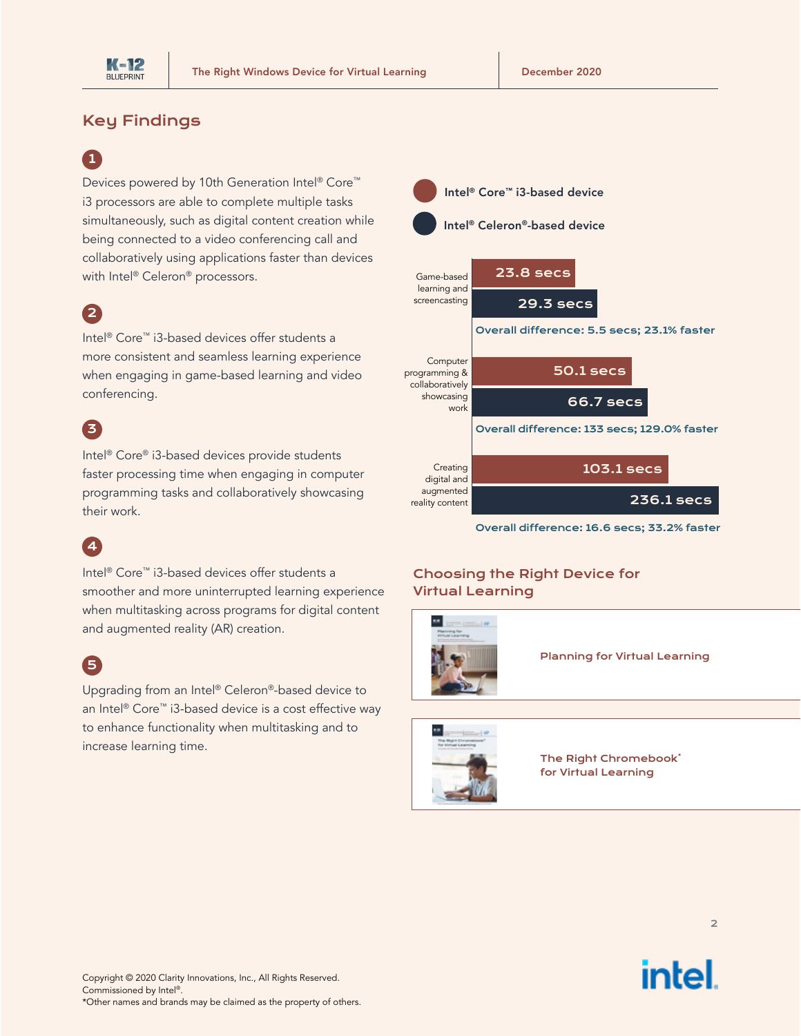## Key Findings

**1**

Devices powered by 10th Generation Intel® Core™ i3 processors are able to complete multiple tasks simultaneously, such as digital content creation while being connected to a video conferencing call and collaboratively using applications faster than devices with Intel® Celeron® processors.

**2**

Intel® Core™ i3-based devices offer students a more consistent and seamless learning experience when engaging in game-based learning and video conferencing.

**3**

Intel® Core® i3-based devices provide students faster processing time when engaging in computer programming tasks and collaboratively showcasing their work.

**4**

Intel® Core™ i3-based devices offer students a smoother and more uninterrupted learning experience when multitasking across programs for digital content and augmented reality (AR) creation.

**5**

Upgrading from an Intel® Celeron®-based device to an Intel® Core™ i3-based device is a cost effective way to enhance functionality when multitasking and to increase learning time.

Intel® Core™ i3-based device

Intel® Celeron®-based device

Game-based learning and screencasting

23.8 secs

29.3 secs

Overall difference: 5.5 secs; 23.1% faster

Computer programming & collaboratively showcasing work

50.1 secs

66.7 secs

Overall difference: 133 secs; 129.0% faster

Creating digital and augmented reality content

103.1 secs

236.1 secs

Overall difference: 16.6 secs; 33.2% faster

## Choosing the Right Device for Virtual Learning

Planning for Virtual Learning

The Right Chromebook* for Virtual Learning

Copyright © 2020 Clarity Innovations, Inc., All Rights Reserved.
Commissioned by Intel®.
*Other names and brands may be claimed as the property of others.